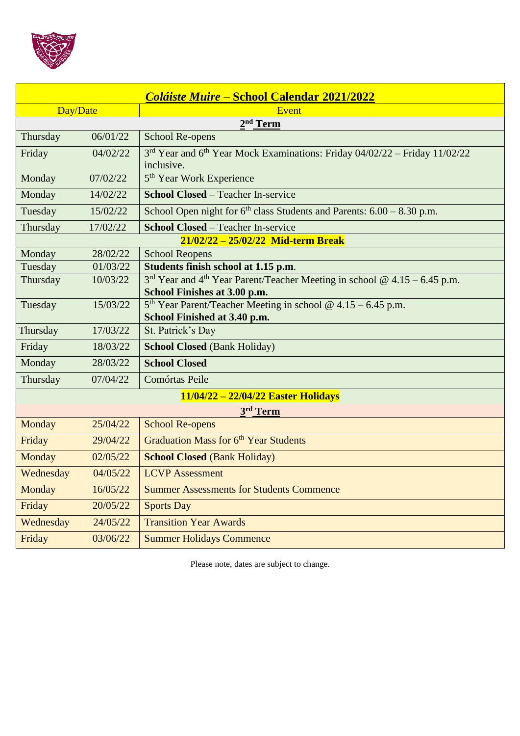| ***Coláiste Muire* – School Calendar 2021/2022** | | |
|---|---|---|
| Day/Date | | Event |
| | | **2nd Term** |
| Thursday | 06/01/22 | School Re-opens |
| Friday | 04/02/22 | 3rd Year and 6th Year Mock Examinations: Friday 04/02/22 – Friday 11/02/22 inclusive. |
| Monday | 07/02/22 | 5th Year Work Experience |
| Monday | 14/02/22 | **School Closed** – Teacher In-service |
| Tuesday | 15/02/22 | School Open night for 6th class Students and Parents: 6.00 – 8.30 p.m. |
| Thursday | 17/02/22 | **School Closed** – Teacher In-service |
| | | **21/02/22 – 25/02/22 Mid-term Break** |
| Monday | 28/02/22 | School Reopens |
| Tuesday | 01/03/22 | **Students finish school at 1.15 p.m**. |
| Thursday | 10/03/22 | 3rd Year and 4th Year Parent/Teacher Meeting in school @ 4.15 – 6.45 p.m. **School Finishes at 3.00 p.m.** |
| Tuesday | 15/03/22 | 5th Year Parent/Teacher Meeting in school @ 4.15 – 6.45 p.m. **School Finished at 3.40 p.m.** |
| Thursday | 17/03/22 | St. Patrick's Day |
| Friday | 18/03/22 | **School Closed** (Bank Holiday) |
| Monday | 28/03/22 | **School Closed** |
| Thursday | 07/04/22 | Comórtas Peile |
| | | **11/04/22 – 22/04/22 Easter Holidays** |
| | | **3rd Term** |
| Monday | 25/04/22 | School Re-opens |
| Friday | 29/04/22 | Graduation Mass for 6th Year Students |
| Monday | 02/05/22 | **School Closed** (Bank Holiday) |
| Wednesday | 04/05/22 | LCVP Assessment |
| Monday | 16/05/22 | Summer Assessments for Students Commence |
| Friday | 20/05/22 | Sports Day |
| Wednesday | 24/05/22 | Transition Year Awards |
| Friday | 03/06/22 | Summer Holidays Commence |

Please note, dates are subject to change.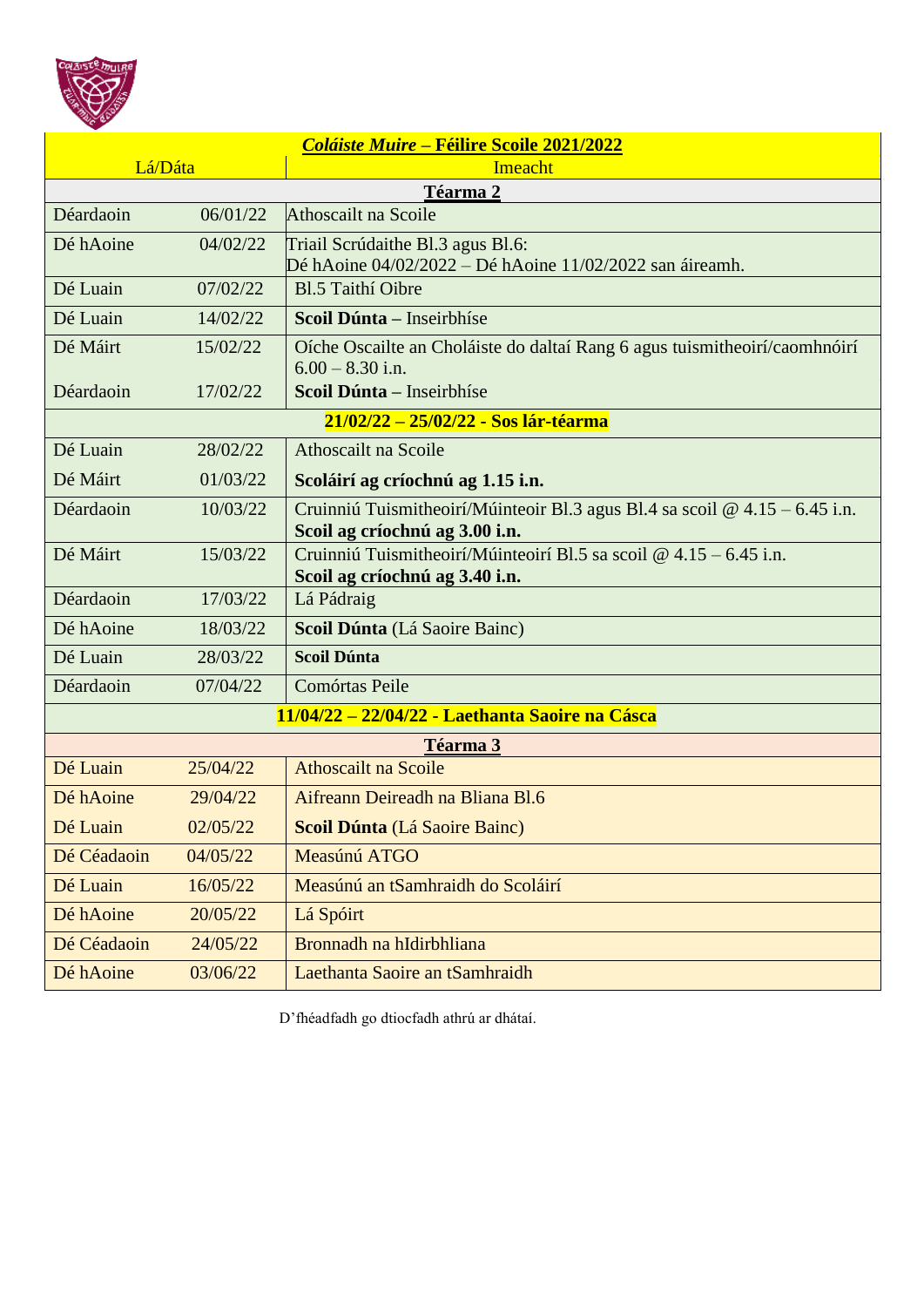| Coláiste Muire – Féilire Scoile 2021/2022 | | |
|---|---|---|
| Lá/Dáta | | Imeacht |
| **Téarma 2** | | |
| Déardaoin | 06/01/22 | Athoscailt na Scoile |
| Dé hAoine | 04/02/22 | Triail Scrúdaithe Bl.3 agus Bl.6: Dé hAoine 04/02/2022 – Dé hAoine 11/02/2022 san áireamh. |
| Dé Luain | 07/02/22 | Bl.5 Taithí Oibre |
| Dé Luain | 14/02/22 | **Scoil Dúnta** – Inseirbhíse |
| Dé Máirt | 15/02/22 | Oíche Oscailte an Choláiste do daltaí Rang 6 agus tuismitheoirí/caomhnóirí 6.00 – 8.30 i.n. |
| Déardaoin | 17/02/22 | **Scoil Dúnta** – Inseirbhíse |
| **21/02/22 – 25/02/22 - Sos lár-téarma** | | |
| Dé Luain | 28/02/22 | Athoscailt na Scoile |
| Dé Máirt | 01/03/22 | **Scoláirí ag críochnú ag 1.15 i.n.** |
| Déardaoin | 10/03/22 | Cruinniú Tuismitheoirí/Múinteoir Bl.3 agus Bl.4 sa scoil @ 4.15 – 6.45 i.n. **Scoil ag críochnú ag 3.00 i.n.** |
| Dé Máirt | 15/03/22 | Cruinniú Tuismitheoirí/Múinteoirí Bl.5 sa scoil @ 4.15 – 6.45 i.n. **Scoil ag críochnú ag 3.40 i.n.** |
| Déardaoin | 17/03/22 | Lá Pádraig |
| Dé hAoine | 18/03/22 | **Scoil Dúnta** (Lá Saoire Bainc) |
| Dé Luain | 28/03/22 | **Scoil Dúnta** |
| Déardaoin | 07/04/22 | Comórtas Peile |
| **11/04/22 – 22/04/22 - Laethanta Saoire na Cásca** | | |
| **Téarma 3** | | |
| Dé Luain | 25/04/22 | Athoscailt na Scoile |
| Dé hAoine | 29/04/22 | Aifreann Deireadh na Bliana Bl.6 |
| Dé Luain | 02/05/22 | **Scoil Dúnta** (Lá Saoire Bainc) |
| Dé Céadaoin | 04/05/22 | Measúnú ATGO |
| Dé Luain | 16/05/22 | Measúnú an tSamhraidh do Scoláirí |
| Dé hAoine | 20/05/22 | Lá Spóirt |
| Dé Céadaoin | 24/05/22 | Bronnadh na hIdirbhliana |
| Dé hAoine | 03/06/22 | Laethanta Saoire an tSamhraidh |

D'fhéadfadh go dtiocfadh athrú ar dhátaí.